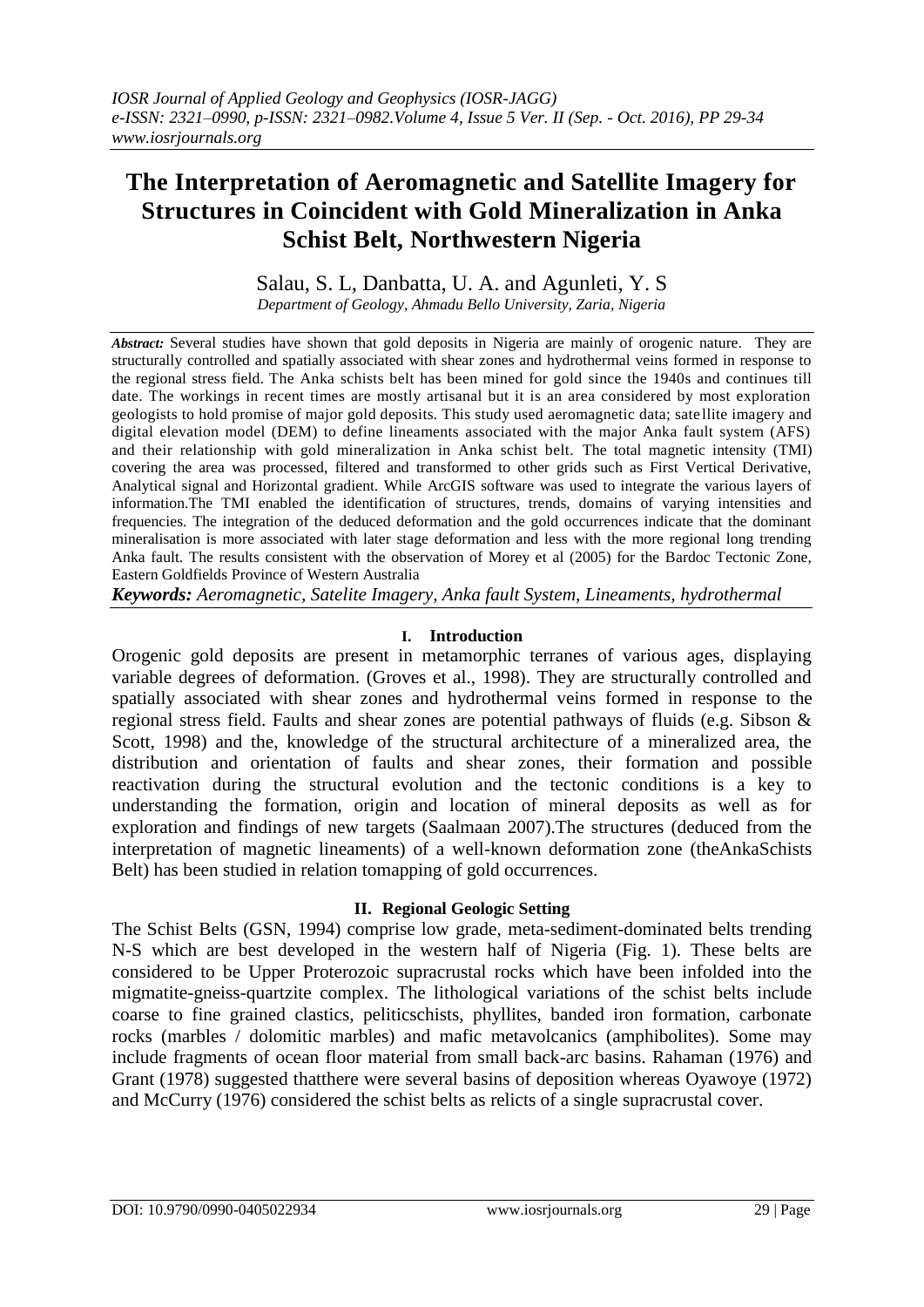# The Interpretation of Aeromagnetic and Satellite Imagery for Structures in Coincident with Gold Mineralization in Anka Schist Belt, Northwestern Nigeria

Salau, S. L, Danbatta, U. A. and Agunleti, Y. S

*Department of Geology, Ahmadu Bello University, Zaria, Nigeria*

***Abstract:*** Several studies have shown that gold deposits in Nigeria are mainly of orogenic nature. They are structurally controlled and spatially associated with shear zones and hydrothermal veins formed in response to the regional stress field. The Anka schists belt has been mined for gold since the 1940s and continues till date. The workings in recent times are mostly artisanal but it is an area considered by most exploration geologists to hold promise of major gold deposits. This study used aeromagnetic data; satellite imagery and digital elevation model (DEM) to define lineaments associated with the major Anka fault system (AFS) and their relationship with gold mineralization in Anka schist belt. The total magnetic intensity (TMI) covering the area was processed, filtered and transformed to other grids such as First Vertical Derivative, Analytical signal and Horizontal gradient. While ArcGIS software was used to integrate the various layers of information.The TMI enabled the identification of structures, trends, domains of varying intensities and frequencies. The integration of the deduced deformation and the gold occurrences indicate that the dominant mineralisation is more associated with later stage deformation and less with the more regional long trending Anka fault. The results consistent with the observation of Morey et al (2005) for the Bardoc Tectonic Zone, Eastern Goldfields Province of Western Australia

***Keywords:*** *Aeromagnetic, Satelite Imagery, Anka fault System, Lineaments, hydrothermal*

## I. Introduction

Orogenic gold deposits are present in metamorphic terranes of various ages, displaying variable degrees of deformation. (Groves et al., 1998). They are structurally controlled and spatially associated with shear zones and hydrothermal veins formed in response to the regional stress field. Faults and shear zones are potential pathways of fluids (e.g. Sibson & Scott, 1998) and the, knowledge of the structural architecture of a mineralized area, the distribution and orientation of faults and shear zones, their formation and possible reactivation during the structural evolution and the tectonic conditions is a key to understanding the formation, origin and location of mineral deposits as well as for exploration and findings of new targets (Saalmaan 2007).The structures (deduced from the interpretation of magnetic lineaments) of a well-known deformation zone (theAnkaSchists Belt) has been studied in relation tomapping of gold occurrences.

## II. Regional Geologic Setting

The Schist Belts (GSN, 1994) comprise low grade, meta-sediment-dominated belts trending N-S which are best developed in the western half of Nigeria (Fig. 1). These belts are considered to be Upper Proterozoic supracrustal rocks which have been infolded into the migmatite-gneiss-quartzite complex. The lithological variations of the schist belts include coarse to fine grained clastics, peliticschists, phyllites, banded iron formation, carbonate rocks (marbles / dolomitic marbles) and mafic metavolcanics (amphibolites). Some may include fragments of ocean floor material from small back-arc basins. Rahaman (1976) and Grant (1978) suggested thatthere were several basins of deposition whereas Oyawoye (1972) and McCurry (1976) considered the schist belts as relicts of a single supracrustal cover.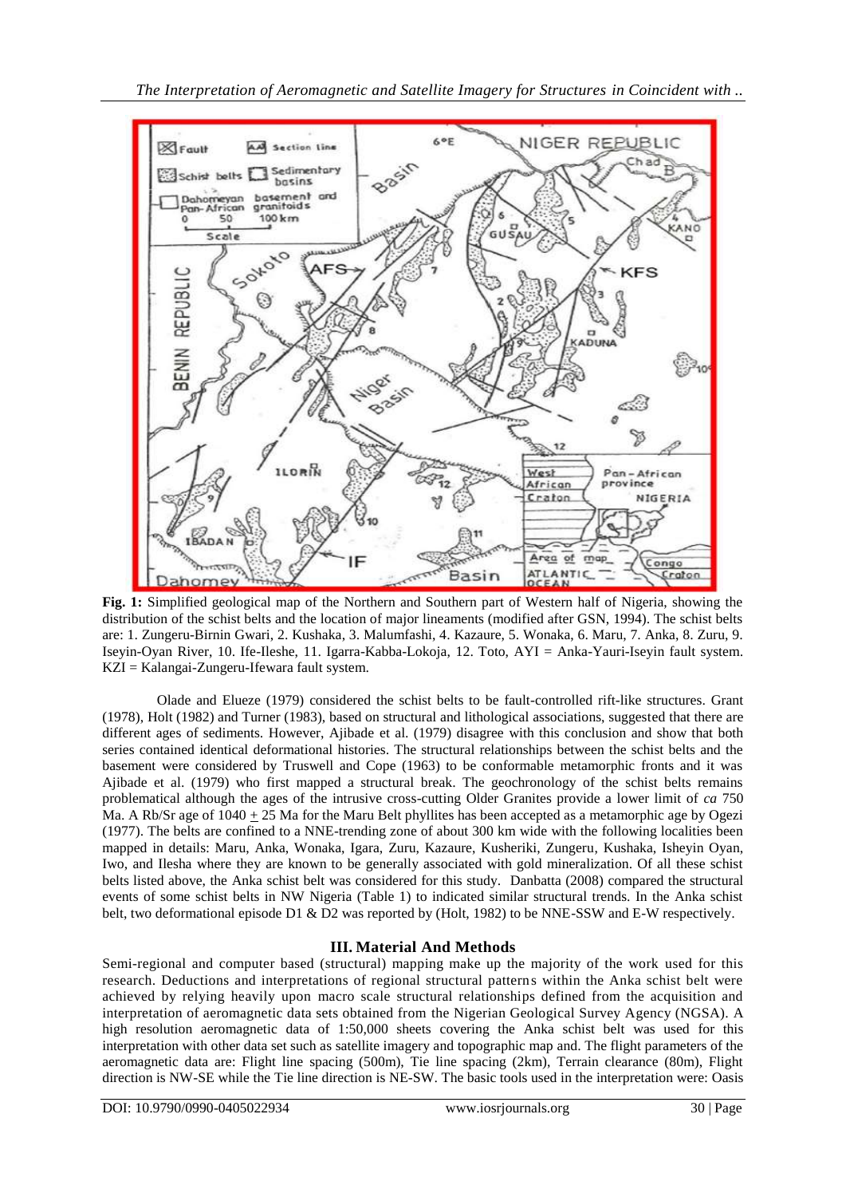**Fig. 1:** Simplified geological map of the Northern and Southern part of Western half of Nigeria, showing the distribution of the schist belts and the location of major lineaments (modified after GSN, 1994). The schist belts are: 1. Zungeru-Birnin Gwari, 2. Kushaka, 3. Malumfashi, 4. Kazaure, 5. Wonaka, 6. Maru, 7. Anka, 8. Zuru, 9. Iseyin-Oyan River, 10. Ife-Ileshe, 11. Igarra-Kabba-Lokoja, 12. Toto, AYI = Anka-Yauri-Iseyin fault system. KZI = Kalangai-Zungeru-Ifewara fault system.

Olade and Elueze (1979) considered the schist belts to be fault-controlled rift-like structures. Grant (1978), Holt (1982) and Turner (1983), based on structural and lithological associations, suggested that there are different ages of sediments. However, Ajibade et al. (1979) disagree with this conclusion and show that both series contained identical deformational histories. The structural relationships between the schist belts and the basement were considered by Truswell and Cope (1963) to be conformable metamorphic fronts and it was Ajibade et al. (1979) who first mapped a structural break. The geochronology of the schist belts remains problematical although the ages of the intrusive cross-cutting Older Granites provide a lower limit of *ca* 750 Ma. A Rb/Sr age of 1040 $\pm$ 25 Ma for the Maru Belt phyllites has been accepted as a metamorphic age by Ogezi (1977). The belts are confined to a NNE-trending zone of about 300 km wide with the following localities been mapped in details: Maru, Anka, Wonaka, Igara, Zuru, Kazaure, Kusheriki, Zungeru, Kushaka, Isheyin Oyan, Iwo, and Ilesha where they are known to be generally associated with gold mineralization. Of all these schist belts listed above, the Anka schist belt was considered for this study. Danbatta (2008) compared the structural events of some schist belts in NW Nigeria (Table 1) to indicated similar structural trends. In the Anka schist belt, two deformational episode D1 & D2 was reported by (Holt, 1982) to be NNE-SSW and E-W respectively.

## III. Material And Methods

Semi-regional and computer based (structural) mapping make up the majority of the work used for this research. Deductions and interpretations of regional structural patterns within the Anka schist belt were achieved by relying heavily upon macro scale structural relationships defined from the acquisition and interpretation of aeromagnetic data sets obtained from the Nigerian Geological Survey Agency (NGSA). A high resolution aeromagnetic data of 1:50,000 sheets covering the Anka schist belt was used for this interpretation with other data set such as satellite imagery and topographic map and. The flight parameters of the aeromagnetic data are: Flight line spacing (500m), Tie line spacing (2km), Terrain clearance (80m), Flight direction is NW-SE while the Tie line direction is NE-SW. The basic tools used in the interpretation were: Oasis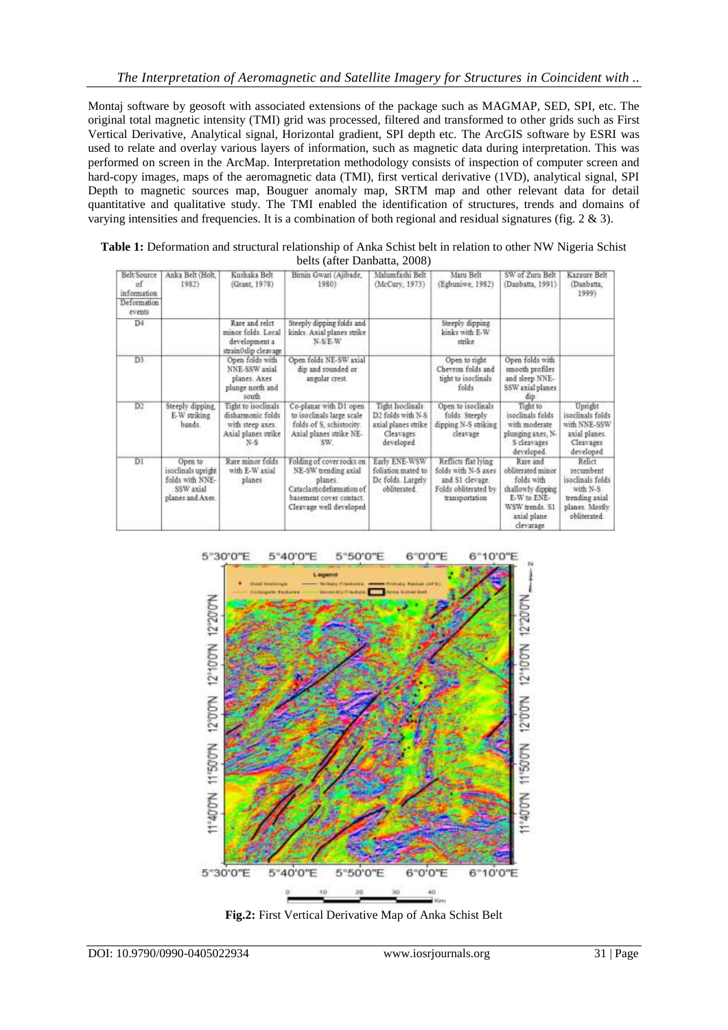Montaj software by geosoft with associated extensions of the package such as MAGMAP, SED, SPI, etc. The original total magnetic intensity (TMI) grid was processed, filtered and transformed to other grids such as First Vertical Derivative, Analytical signal, Horizontal gradient, SPI depth etc. The ArcGIS software by ESRI was used to relate and overlay various layers of information, such as magnetic data during interpretation. This was performed on screen in the ArcMap. Interpretation methodology consists of inspection of computer screen and hard-copy images, maps of the aeromagnetic data (TMI), first vertical derivative (1VD), analytical signal, SPI Depth to magnetic sources map, Bouguer anomaly map, SRTM map and other relevant data for detail quantitative and qualitative study. The TMI enabled the identification of structures, trends and domains of varying intensities and frequencies. It is a combination of both regional and residual signatures (fig. 2 & 3).

**Table 1:** Deformation and structural relationship of Anka Schist belt in relation to other NW Nigeria Schist belts (after Danbatta, 2008)

| Belt/Source of information / Deformation events | Anka Belt (Holt, 1982) | Kushaka Belt (Grant, 1978) | Birnin Gwari (Ajibade, 1980) | Malumfashi Belt (McCury, 1973) | Maru Belt (Egbuniwe, 1982) | SW of Zuru Belt (Danbatta, 1991) | Kazaure Belt (Danbatta, 1999) |
|---|---|---|---|---|---|---|---|
| D4 | | Rare and relct minor folds. Local development a strain0slip cleavage | Steeply dipping folds and kinks. Axial planes strike N-S/E-W | | Steeply dipping kinks with E-W strike | | |
| D3 | | Open folds with NNE-SSW axial planes. Axes plunge north and south | Open folds NE-SW axial dip and rounded or angular crest. | | Open to right Chevron folds and tight to isoclinals folds | Open folds with smooth profiles and sleep NNE-SSW axial planes dip | |
| D2 | Steeply dipping, E-W striking bands. | Tight to isoclinals disharmonic folds with steep axes. Axial planes strike N-S | Co-planar with D1 open to isoclinals large scale folds of S, schistocity. Axial planes strike NE-SW. | Tight Isoclinals D2 folds with N-S axial planes strike Cleavages developed | Open to isoclinals folds. Steeply dipping N-S striking cleavage | Tight to isoclinals folds with moderate plunging axes, N-S cleavages developed. | Upright isoclinals folds with NNE-SSW axial planes. Cleavages developed |
| D1 | Open to isoclinals upright folds with NNE-SSW axial planes and Axes. | Rare minor folds with E-W axial planes | Folding of cover rocks on NE-SW trending axial planes. Cataclasticdeformation of basement cover contact. Cleavage well developed | Early ENE-WSW foliation mated to Dc folds. Largely obliterated. | Reflicts flat lying folds with N-S axes and S1 clevage. Folds obliterated by transportation | Rare and obliterated minor folds with shallowly dipping E-W to ENE-WSW trends. S1 axial plane clevarage | Relict recumbent isoclinals folds with N-S trending axial planes. Mostly obliterated. |

**Fig.2:** First Vertical Derivative Map of Anka Schist Belt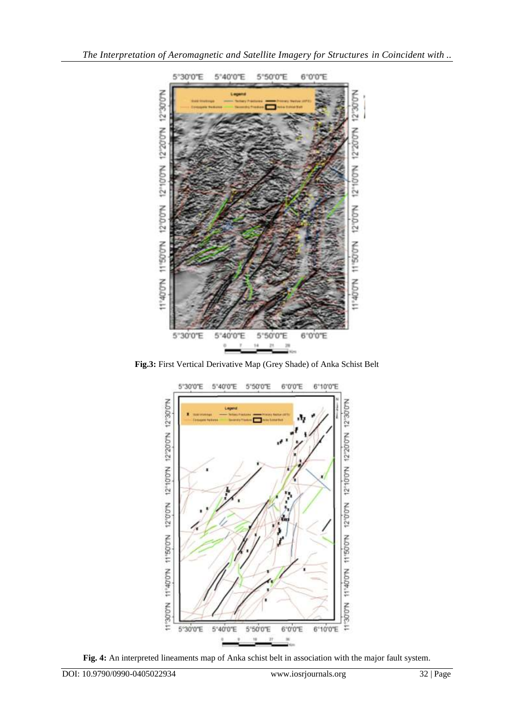**Fig.3:** First Vertical Derivative Map (Grey Shade) of Anka Schist Belt

**Fig. 4:** An interpreted lineaments map of Anka schist belt in association with the major fault system.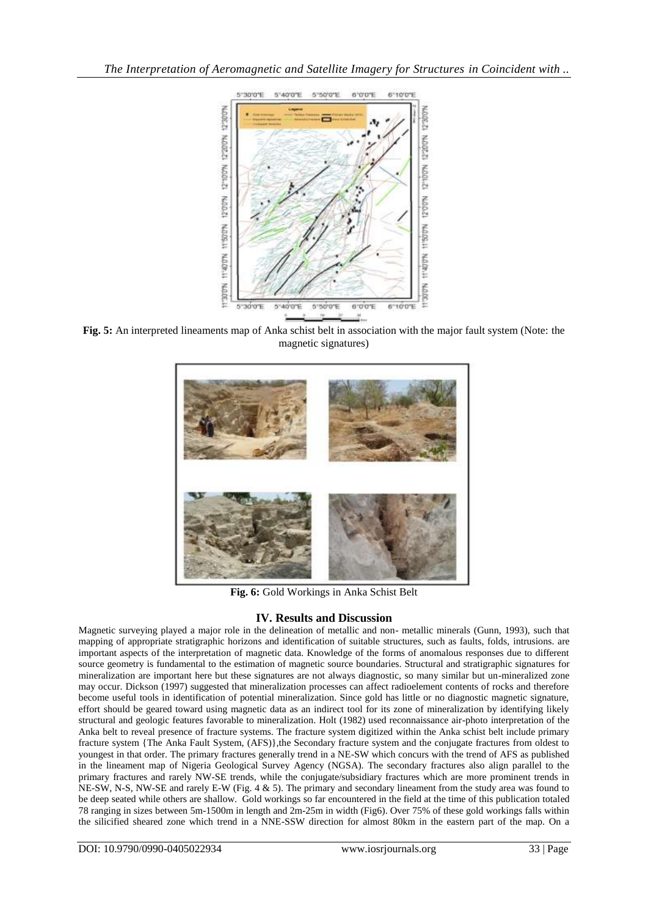**Fig. 5:** An interpreted lineaments map of Anka schist belt in association with the major fault system (Note: the magnetic signatures)

**Fig. 6:** Gold Workings in Anka Schist Belt

## IV. Results and Discussion

Magnetic surveying played a major role in the delineation of metallic and non- metallic minerals (Gunn, 1993), such that mapping of appropriate stratigraphic horizons and identification of suitable structures, such as faults, folds, intrusions. are important aspects of the interpretation of magnetic data. Knowledge of the forms of anomalous responses due to different source geometry is fundamental to the estimation of magnetic source boundaries. Structural and stratigraphic signatures for mineralization are important here but these signatures are not always diagnostic, so many similar but un-mineralized zone may occur. Dickson (1997) suggested that mineralization processes can affect radioelement contents of rocks and therefore become useful tools in identification of potential mineralization. Since gold has little or no diagnostic magnetic signature, effort should be geared toward using magnetic data as an indirect tool for its zone of mineralization by identifying likely structural and geologic features favorable to mineralization. Holt (1982) used reconnaissance air-photo interpretation of the Anka belt to reveal presence of fracture systems. The fracture system digitized within the Anka schist belt include primary fracture system {The Anka Fault System, (AFS)},the Secondary fracture system and the conjugate fractures from oldest to youngest in that order. The primary fractures generally trend in a NE-SW which concurs with the trend of AFS as published in the lineament map of Nigeria Geological Survey Agency (NGSA). The secondary fractures also align parallel to the primary fractures and rarely NW-SE trends, while the conjugate/subsidiary fractures which are more prominent trends in NE-SW, N-S, NW-SE and rarely E-W (Fig. 4 & 5). The primary and secondary lineament from the study area was found to be deep seated while others are shallow. Gold workings so far encountered in the field at the time of this publication totaled 78 ranging in sizes between 5m-1500m in length and 2m-25m in width (Fig6). Over 75% of these gold workings falls within the silicified sheared zone which trend in a NNE-SSW direction for almost 80km in the eastern part of the map. On a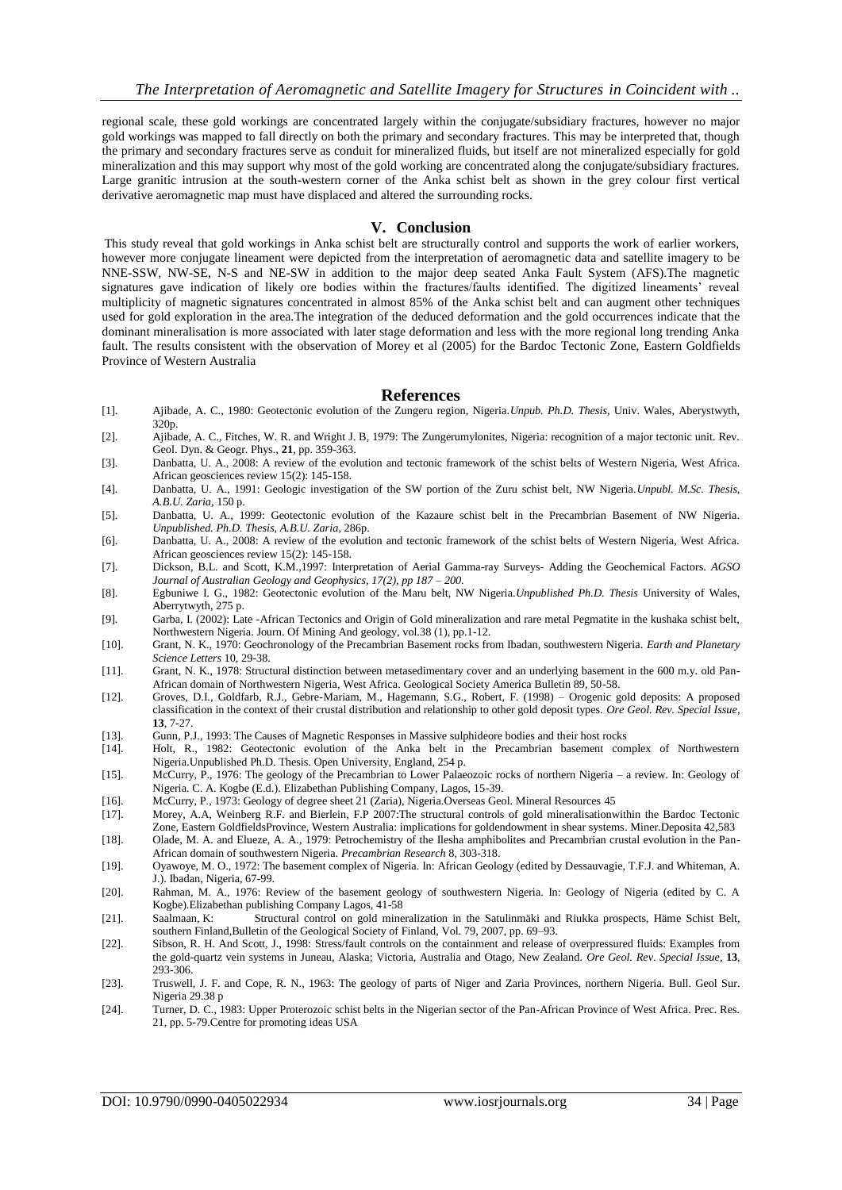regional scale, these gold workings are concentrated largely within the conjugate/subsidiary fractures, however no major gold workings was mapped to fall directly on both the primary and secondary fractures. This may be interpreted that, though the primary and secondary fractures serve as conduit for mineralized fluids, but itself are not mineralized especially for gold mineralization and this may support why most of the gold working are concentrated along the conjugate/subsidiary fractures. Large granitic intrusion at the south-western corner of the Anka schist belt as shown in the grey colour first vertical derivative aeromagnetic map must have displaced and altered the surrounding rocks.

## V. Conclusion

This study reveal that gold workings in Anka schist belt are structurally control and supports the work of earlier workers, however more conjugate lineament were depicted from the interpretation of aeromagnetic data and satellite imagery to be NNE-SSW, NW-SE, N-S and NE-SW in addition to the major deep seated Anka Fault System (AFS).The magnetic signatures gave indication of likely ore bodies within the fractures/faults identified. The digitized lineaments' reveal multiplicity of magnetic signatures concentrated in almost 85% of the Anka schist belt and can augment other techniques used for gold exploration in the area.The integration of the deduced deformation and the gold occurrences indicate that the dominant mineralisation is more associated with later stage deformation and less with the more regional long trending Anka fault. The results consistent with the observation of Morey et al (2005) for the Bardoc Tectonic Zone, Eastern Goldfields Province of Western Australia

## References

[1]. Ajibade, A. C., 1980: Geotectonic evolution of the Zungeru region, Nigeria.*Unpub. Ph.D. Thesis*, Univ. Wales, Aberystwyth, 320p.

[2]. Ajibade, A. C., Fitches, W. R. and Wright J. B, 1979: The Zungerumylonites, Nigeria: recognition of a major tectonic unit. Rev. Geol. Dyn. & Geogr. Phys., **21**, pp. 359-363.

[3]. Danbatta, U. A., 2008: A review of the evolution and tectonic framework of the schist belts of Western Nigeria, West Africa. African geosciences review 15(2): 145-158.

[4]. Danbatta, U. A., 1991: Geologic investigation of the SW portion of the Zuru schist belt, NW Nigeria.*Unpubl. M.Sc. Thesis, A.B.U. Zaria*, 150 p.

[5]. Danbatta, U. A., 1999: Geotectonic evolution of the Kazaure schist belt in the Precambrian Basement of NW Nigeria. *Unpublished. Ph.D. Thesis, A.B.U. Zaria*, 286p.

[6]. Danbatta, U. A., 2008: A review of the evolution and tectonic framework of the schist belts of Western Nigeria, West Africa. African geosciences review 15(2): 145-158.

[7]. Dickson, B.L. and Scott, K.M.,1997: Interpretation of Aerial Gamma-ray Surveys- Adding the Geochemical Factors. *AGSO Journal of Australian Geology and Geophysics, 17(2), pp 187 – 200.*

[8]. Egbuniwe I. G., 1982: Geotectonic evolution of the Maru belt, NW Nigeria.*Unpublished Ph.D. Thesis* University of Wales, Aberrytwyth, 275 p.

[9]. Garba, I. (2002): Late -African Tectonics and Origin of Gold mineralization and rare metal Pegmatite in the kushaka schist belt, Northwestern Nigeria. Journ. Of Mining And geology, vol.38 (1), pp.1-12.

[10]. Grant, N. K., 1970: Geochronology of the Precambrian Basement rocks from Ibadan, southwestern Nigeria. *Earth and Planetary Science Letters* 10, 29-38.

[11]. Grant, N. K., 1978: Structural distinction between metasedimentary cover and an underlying basement in the 600 m.y. old Pan-African domain of Northwestern Nigeria, West Africa. Geological Society America Bulletin 89, 50-58.

[12]. Groves, D.I., Goldfarb, R.J., Gebre-Mariam, M., Hagemann, S.G., Robert, F. (1998) – Orogenic gold deposits: A proposed classification in the context of their crustal distribution and relationship to other gold deposit types. *Ore Geol. Rev. Special Issue*, **13**, 7-27.

[13]. Gunn, P.J., 1993: The Causes of Magnetic Responses in Massive sulphideore bodies and their host rocks

[14]. Holt, R., 1982: Geotectonic evolution of the Anka belt in the Precambrian basement complex of Northwestern Nigeria.Unpublished Ph.D. Thesis. Open University, England, 254 p.

[15]. McCurry, P., 1976: The geology of the Precambrian to Lower Palaeozoic rocks of northern Nigeria – a review. In: Geology of Nigeria. C. A. Kogbe (E.d.). Elizabethan Publishing Company, Lagos, 15-39.

[16]. McCurry, P., 1973: Geology of degree sheet 21 (Zaria), Nigeria.Overseas Geol. Mineral Resources 45

[17]. Morey, A.A, Weinberg R.F. and Bierlein, F.P 2007:The structural controls of gold mineralisationwithin the Bardoc Tectonic Zone, Eastern GoldfieldsProvince, Western Australia: implications for goldendowment in shear systems. Miner.Deposita 42,583

[18]. Olade, M. A. and Elueze, A. A., 1979: Petrochemistry of the Ilesha amphibolites and Precambrian crustal evolution in the Pan-African domain of southwestern Nigeria. *Precambrian Research* 8, 303-318.

[19]. Oyawoye, M. O., 1972: The basement complex of Nigeria. In: African Geology (edited by Dessauvagie, T.F.J. and Whiteman, A. J.). Ibadan, Nigeria, 67-99.

[20]. Rahman, M. A., 1976: Review of the basement geology of southwestern Nigeria. In: Geology of Nigeria (edited by C. A Kogbe).Elizabethan publishing Company Lagos, 41-58

[21]. Saalmaan, K: Structural control on gold mineralization in the Satulinmäki and Riukka prospects, Häme Schist Belt, southern Finland,Bulletin of the Geological Society of Finland, Vol. 79, 2007, pp. 69–93.

[22]. Sibson, R. H. And Scott, J., 1998: Stress/fault controls on the containment and release of overpressured fluids: Examples from the gold-quartz vein systems in Juneau, Alaska; Victoria, Australia and Otago, New Zealand. *Ore Geol. Rev. Special Issue*, **13**, 293-306.

[23]. Truswell, J. F. and Cope, R. N., 1963: The geology of parts of Niger and Zaria Provinces, northern Nigeria. Bull. Geol Sur. Nigeria 29.38 p

[24]. Turner, D. C., 1983: Upper Proterozoic schist belts in the Nigerian sector of the Pan-African Province of West Africa. Prec. Res. 21, pp. 5-79.Centre for promoting ideas USA